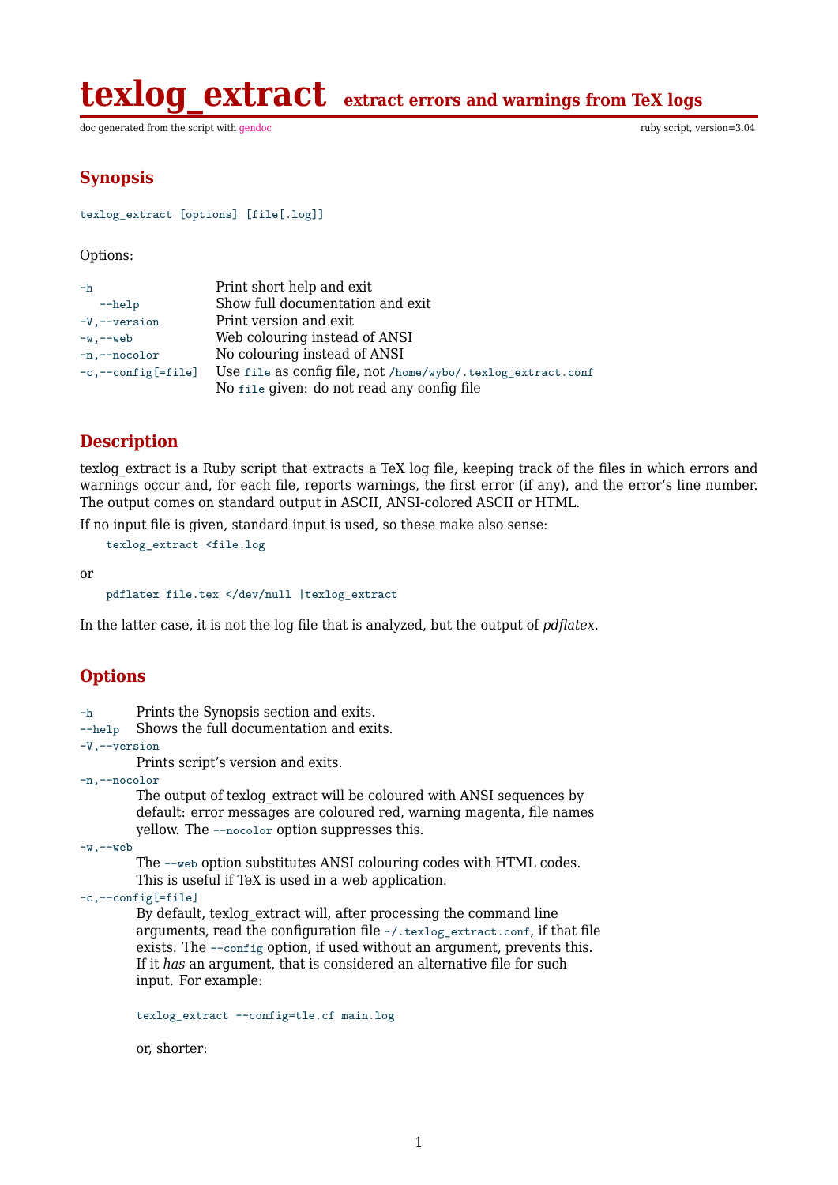# texlog_extract extract errors and warnings from TeX logs

doc generated from the script with gendoc ruby script, version=3.04

## Synopsis

`texlog_extract [options] [file[.log]]`

Options:

| | |
|---|---|
| `-h` | Print short help and exit |
| `--help` | Show full documentation and exit |
| `-V,--version` | Print version and exit |
| `-w,--web` | Web colouring instead of ANSI |
| `-n,--nocolor` | No colouring instead of ANSI |
| `-c,--config[=file]` | Use `file` as config file, not `/home/wybo/.texlog_extract.conf` No `file` given: do not read any config file |

## Description

texlog_extract is a Ruby script that extracts a TeX log file, keeping track of the files in which errors and warnings occur and, for each file, reports warnings, the first error (if any), and the error's line number. The output comes on standard output in ASCII, ANSI-colored ASCII or HTML.

If no input file is given, standard input is used, so these make also sense:

```
texlog_extract <file.log
```

or

```
pdflatex file.tex </dev/null |texlog_extract
```

In the latter case, it is not the log file that is analyzed, but the output of *pdflatex*.

## Options

`-h` Prints the Synopsis section and exits.

`--help` Shows the full documentation and exits.

`-V,--version`
: Prints script's version and exits.

`-n,--nocolor`
: The output of texlog_extract will be coloured with ANSI sequences by default: error messages are coloured red, warning magenta, file names yellow. The `--nocolor` option suppresses this.

`-w,--web`
: The `--web` option substitutes ANSI colouring codes with HTML codes. This is useful if TeX is used in a web application.

`-c,--config[=file]`
: By default, texlog_extract will, after processing the command line arguments, read the configuration file `~/.texlog_extract.conf`, if that file exists. The `--config` option, if used without an argument, prevents this. If it *has* an argument, that is considered an alternative file for such input. For example:

```
texlog_extract --config=tle.cf main.log
```

or, shorter: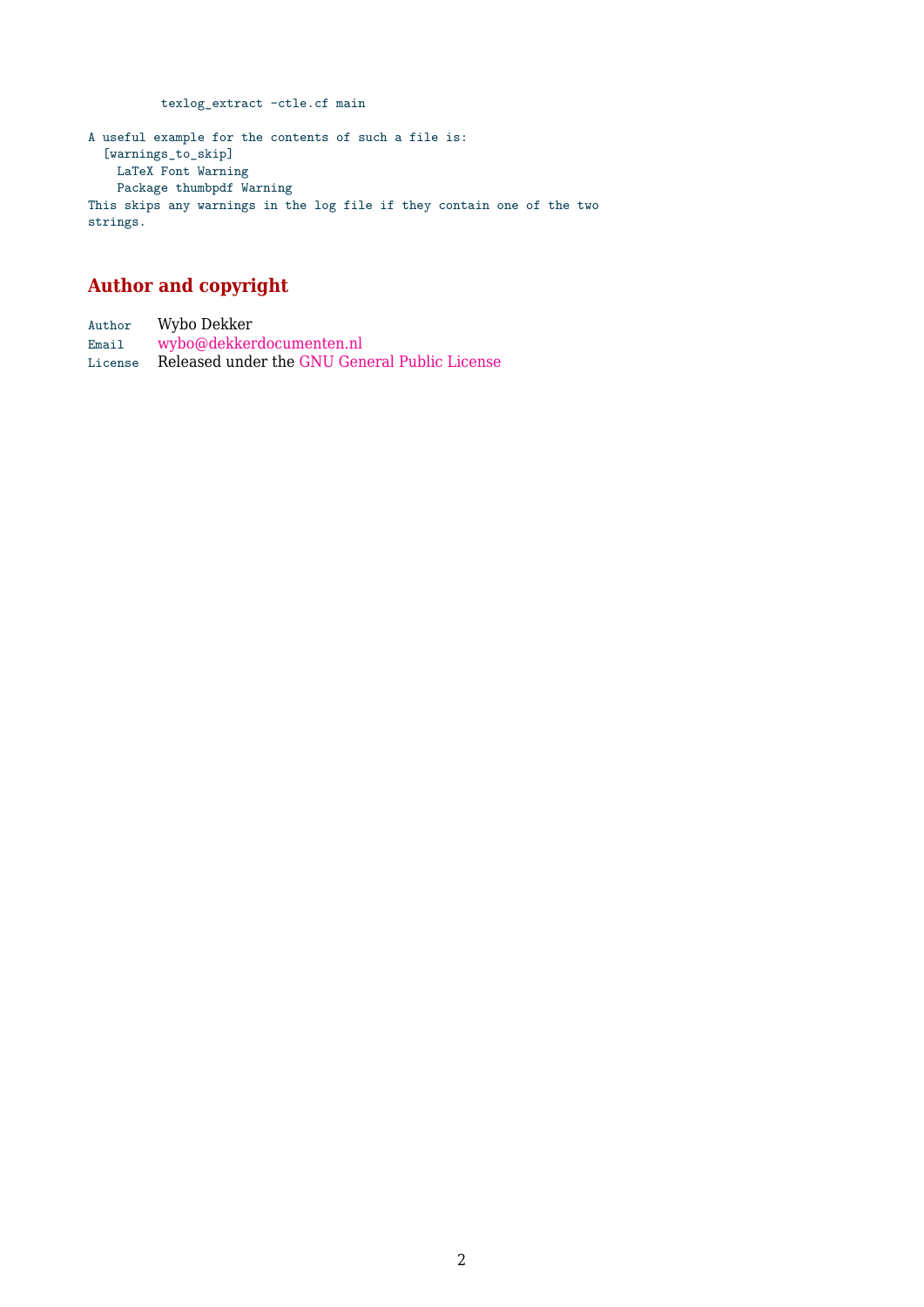```
        texlog_extract -ctle.cf main

A useful example for the contents of such a file is:
  [warnings_to_skip]
    LaTeX Font Warning
    Package thumbpdf Warning
This skips any warnings in the log file if they contain one of the two
strings.
```

## Author and copyright

| | |
|---|---|
| `Author` | Wybo Dekker |
| `Email` | wybo@dekkerdocumenten.nl |
| `License` | Released under the GNU General Public License |